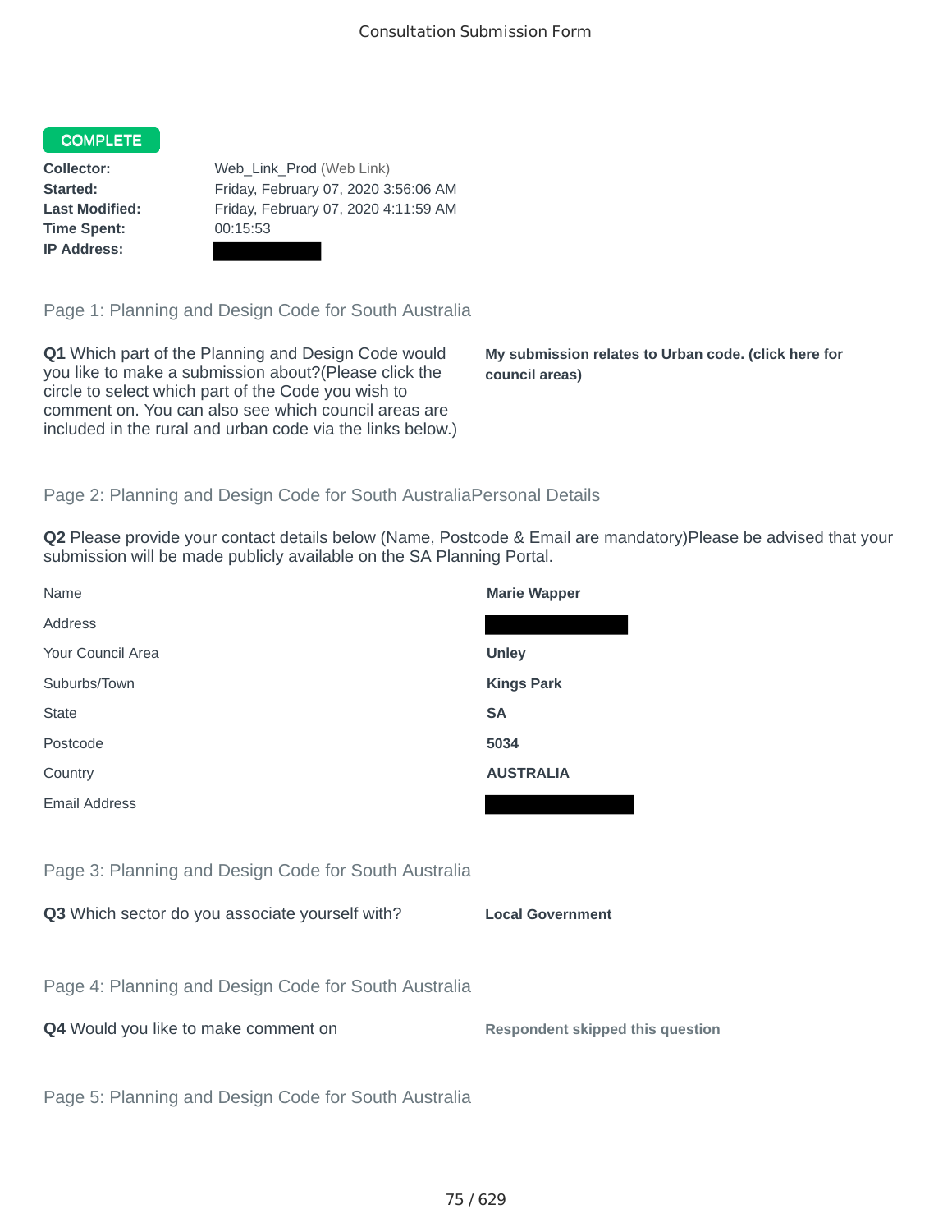# Consultation Submission Form

**COMPLETE**

| | |
|---|---|
| **Collector:** | Web_Link_Prod (Web Link) |
| **Started:** | Friday, February 07, 2020 3:56:06 AM |
| **Last Modified:** | Friday, February 07, 2020 4:11:59 AM |
| **Time Spent:** | 00:15:53 |
| **IP Address:** | |

## Page 1: Planning and Design Code for South Australia

**Q1** Which part of the Planning and Design Code would you like to make a submission about?(Please click the circle to select which part of the Code you wish to comment on. You can also see which council areas are included in the rural and urban code via the links below.)

**My submission relates to Urban code. (click here for council areas)**

## Page 2: Planning and Design Code for South AustraliaPersonal Details

**Q2** Please provide your contact details below (Name, Postcode & Email are mandatory)Please be advised that your submission will be made publicly available on the SA Planning Portal.

| | |
|---|---|
| Name | **Marie Wapper** |
| Address | |
| Your Council Area | **Unley** |
| Suburbs/Town | **Kings Park** |
| State | **SA** |
| Postcode | **5034** |
| Country | **AUSTRALIA** |
| Email Address | |

## Page 3: Planning and Design Code for South Australia

**Q3** Which sector do you associate yourself with?

**Local Government**

## Page 4: Planning and Design Code for South Australia

**Q4** Would you like to make comment on

**Respondent skipped this question**

## Page 5: Planning and Design Code for South Australia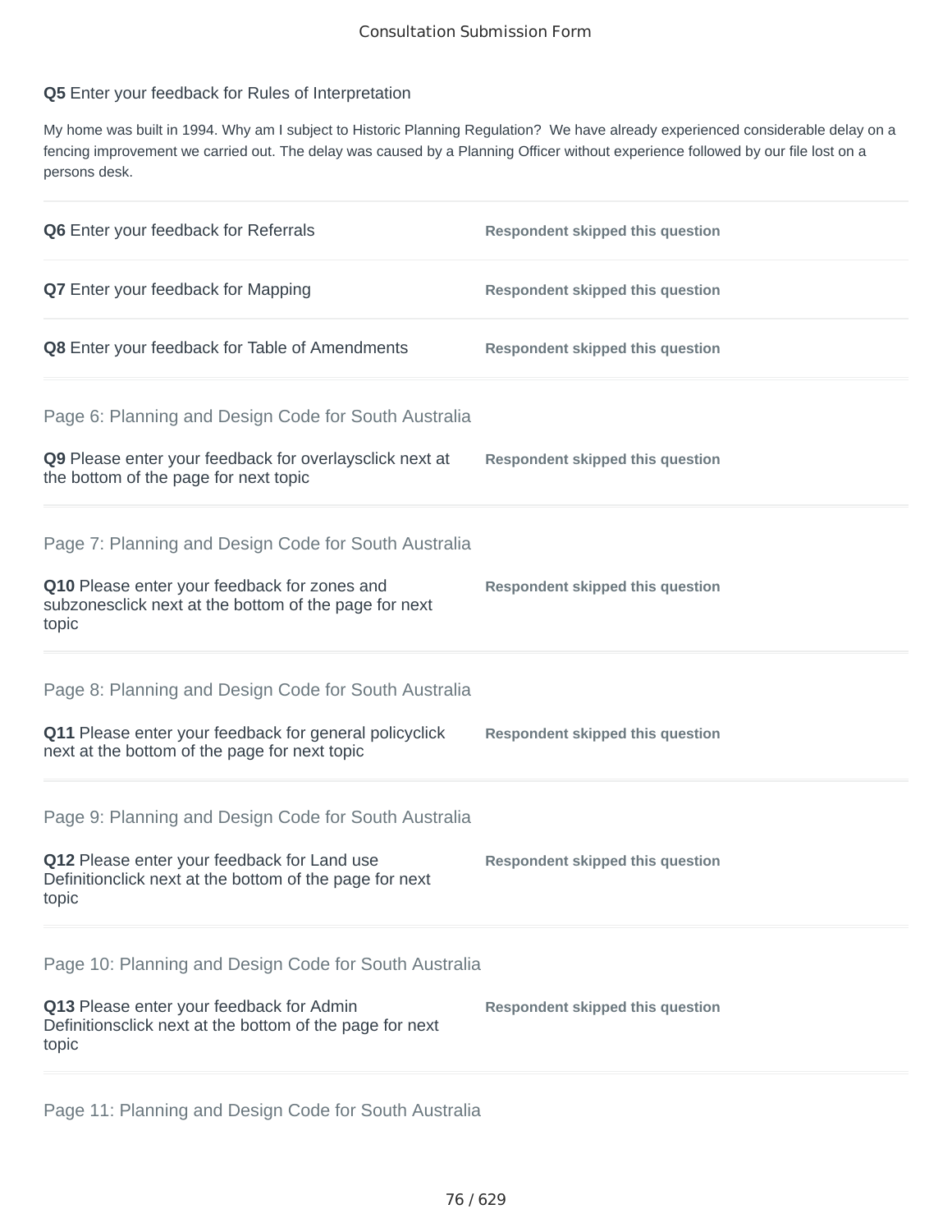**Q5** Enter your feedback for Rules of Interpretation

My home was built in 1994. Why am I subject to Historic Planning Regulation? We have already experienced considerable delay on a fencing improvement we carried out. The delay was caused by a Planning Officer without experience followed by our file lost on a persons desk.

| | |
|---|---|
| **Q6** Enter your feedback for Referrals | **Respondent skipped this question** |
| **Q7** Enter your feedback for Mapping | **Respondent skipped this question** |
| **Q8** Enter your feedback for Table of Amendments | **Respondent skipped this question** |

## Page 6: Planning and Design Code for South Australia

| | |
|---|---|
| **Q9** Please enter your feedback for overlaysclick next at the bottom of the page for next topic | **Respondent skipped this question** |

## Page 7: Planning and Design Code for South Australia

| | |
|---|---|
| **Q10** Please enter your feedback for zones and subzonesclick next at the bottom of the page for next topic | **Respondent skipped this question** |

## Page 8: Planning and Design Code for South Australia

| | |
|---|---|
| **Q11** Please enter your feedback for general policyclick next at the bottom of the page for next topic | **Respondent skipped this question** |

## Page 9: Planning and Design Code for South Australia

| | |
|---|---|
| **Q12** Please enter your feedback for Land use Definitionclick next at the bottom of the page for next topic | **Respondent skipped this question** |

## Page 10: Planning and Design Code for South Australia

| | |
|---|---|
| **Q13** Please enter your feedback for Admin Definitionsclick next at the bottom of the page for next topic | **Respondent skipped this question** |

## Page 11: Planning and Design Code for South Australia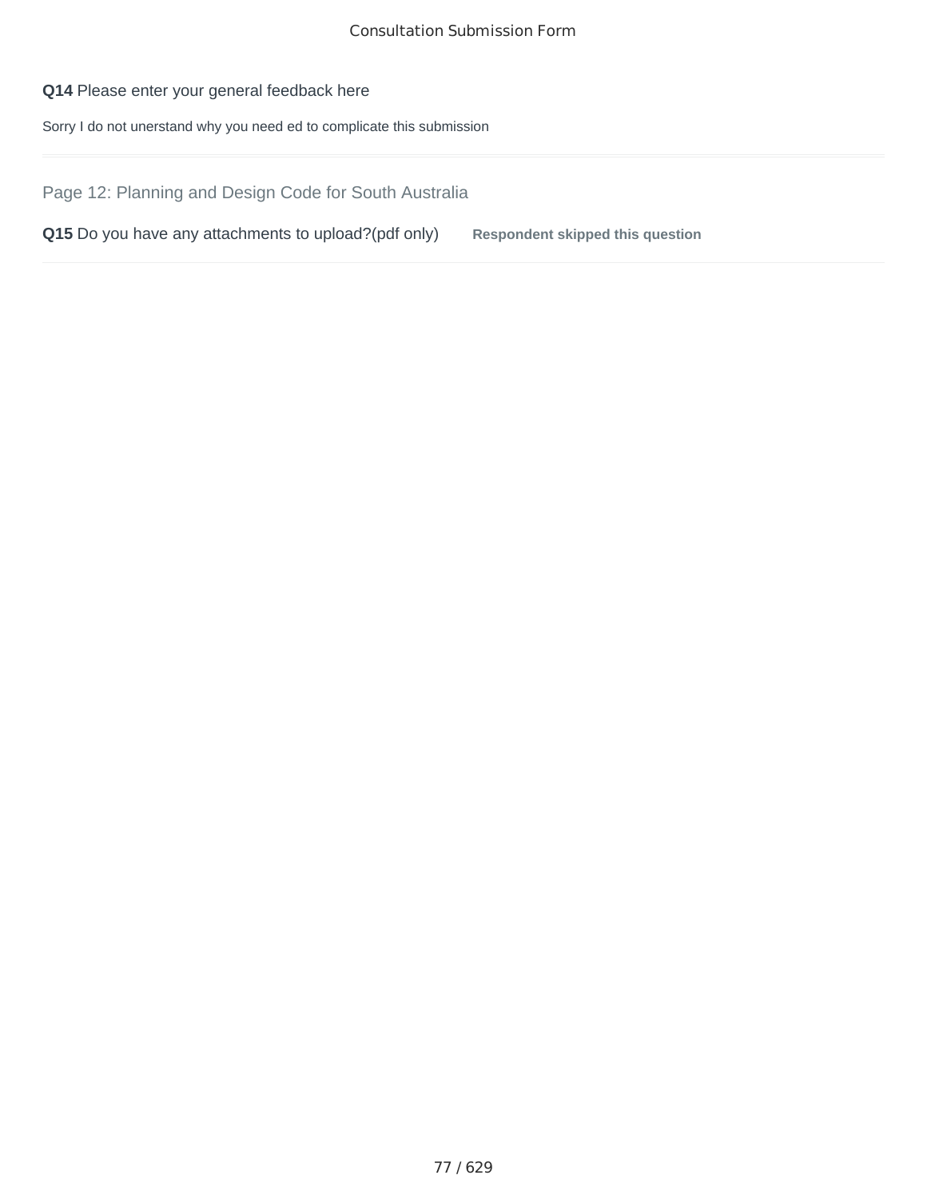**Q14** Please enter your general feedback here

Sorry I do not unerstand why you need ed to complicate this submission

---

Page 12: Planning and Design Code for South Australia

**Q15** Do you have any attachments to upload?(pdf only) **Respondent skipped this question**